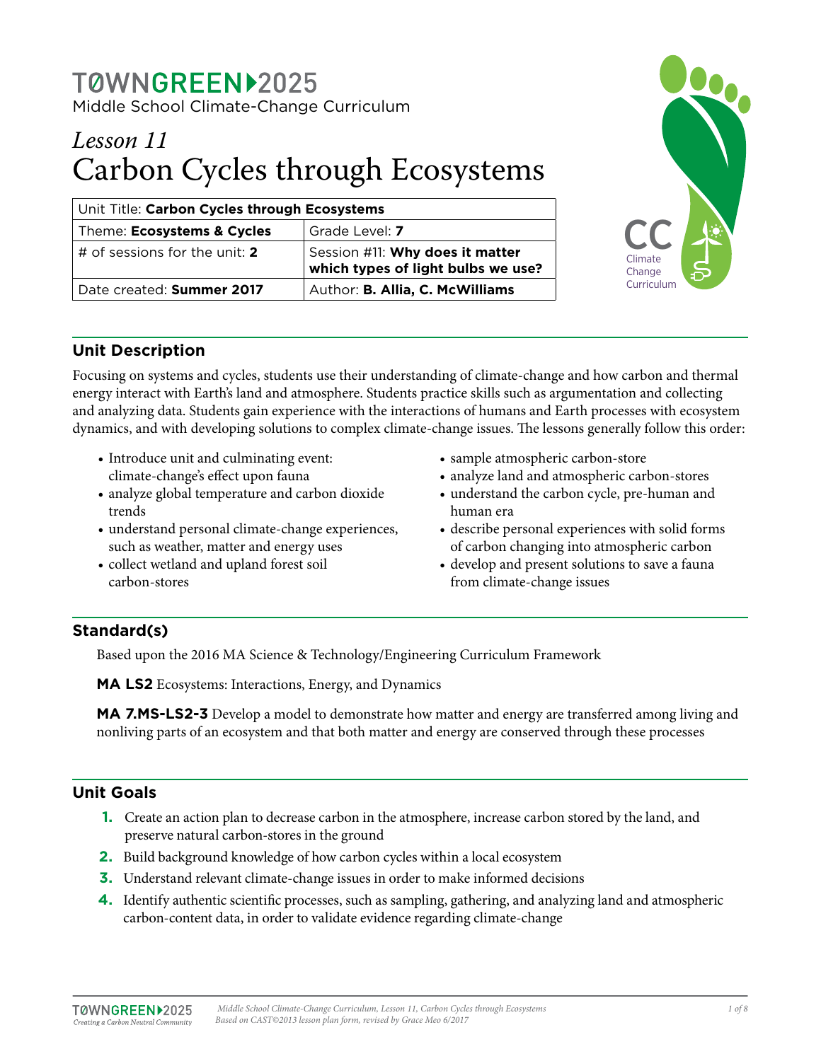TØWNGREEN▸2025

Middle School Climate-Change Curriculum

# *Lesson 11*
# Carbon Cycles through Ecosystems

| Unit Title: **Carbon Cycles through Ecosystems** | |
|---|---|
| Theme: **Ecosystems & Cycles** | Grade Level: **7** |
| # of sessions for the unit: **2** | Session #11: **Why does it matter which types of light bulbs we use?** |
| Date created: **Summer 2017** | Author: **B. Allia, C. McWilliams** |

CC Climate Change Curriculum

## Unit Description

Focusing on systems and cycles, students use their understanding of climate-change and how carbon and thermal energy interact with Earth's land and atmosphere. Students practice skills such as argumentation and collecting and analyzing data. Students gain experience with the interactions of humans and Earth processes with ecosystem dynamics, and with developing solutions to complex climate-change issues. The lessons generally follow this order:

- Introduce unit and culminating event: climate-change's effect upon fauna
- analyze global temperature and carbon dioxide trends
- understand personal climate-change experiences, such as weather, matter and energy uses
- collect wetland and upland forest soil carbon-stores
- sample atmospheric carbon-store
- analyze land and atmospheric carbon-stores
- understand the carbon cycle, pre-human and human era
- describe personal experiences with solid forms of carbon changing into atmospheric carbon
- develop and present solutions to save a fauna from climate-change issues

## Standard(s)

Based upon the 2016 MA Science & Technology/Engineering Curriculum Framework

**MA LS2** Ecosystems: Interactions, Energy, and Dynamics

**MA 7.MS-LS2-3** Develop a model to demonstrate how matter and energy are transferred among living and nonliving parts of an ecosystem and that both matter and energy are conserved through these processes

## Unit Goals

1. Create an action plan to decrease carbon in the atmosphere, increase carbon stored by the land, and preserve natural carbon-stores in the ground
2. Build background knowledge of how carbon cycles within a local ecosystem
3. Understand relevant climate-change issues in order to make informed decisions
4. Identify authentic scientific processes, such as sampling, gathering, and analyzing land and atmospheric carbon-content data, in order to validate evidence regarding climate-change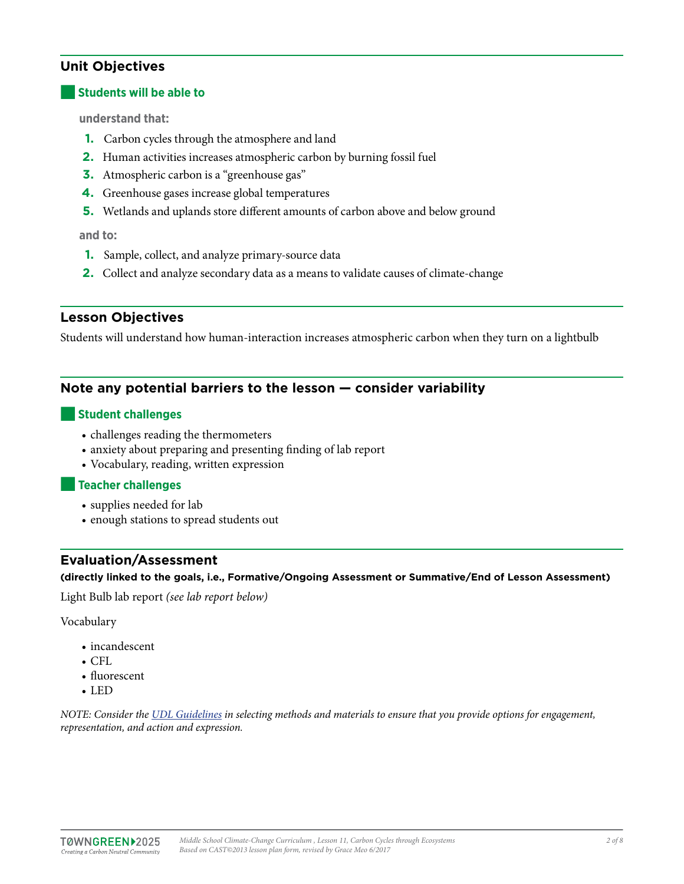## Unit Objectives

### Students will be able to

**understand that:**

1. Carbon cycles through the atmosphere and land
2. Human activities increases atmospheric carbon by burning fossil fuel
3. Atmospheric carbon is a “greenhouse gas”
4. Greenhouse gases increase global temperatures
5. Wetlands and uplands store different amounts of carbon above and below ground

**and to:**

1. Sample, collect, and analyze primary-source data
2. Collect and analyze secondary data as a means to validate causes of climate-change

## Lesson Objectives

Students will understand how human-interaction increases atmospheric carbon when they turn on a lightbulb

## Note any potential barriers to the lesson — consider variability

### Student challenges

- challenges reading the thermometers
- anxiety about preparing and presenting finding of lab report
- Vocabulary, reading, written expression

### Teacher challenges

- supplies needed for lab
- enough stations to spread students out

## Evaluation/Assessment

**(directly linked to the goals, i.e., Formative/Ongoing Assessment or Summative/End of Lesson Assessment)**

Light Bulb lab report *(see lab report below)*

Vocabulary

- incandescent
- CFL
- fluorescent
- LED

*NOTE: Consider the [UDL Guidelines] in selecting methods and materials to ensure that you provide options for engagement, representation, and action and expression.*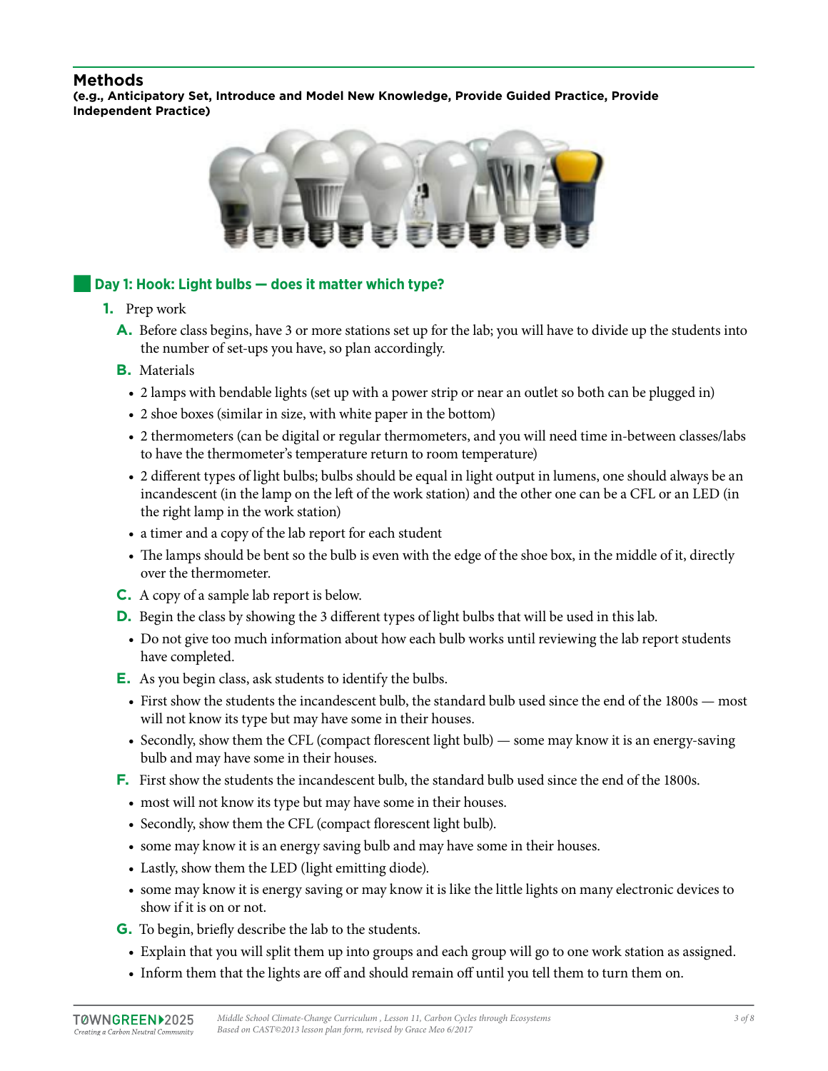## Methods

**(e.g., Anticipatory Set, Introduce and Model New Knowledge, Provide Guided Practice, Provide Independent Practice)**

### Day 1: Hook: Light bulbs — does it matter which type?

1. Prep work
   - **A.** Before class begins, have 3 or more stations set up for the lab; you will have to divide up the students into the number of set-ups you have, so plan accordingly.
   - **B.** Materials
     - 2 lamps with bendable lights (set up with a power strip or near an outlet so both can be plugged in)
     - 2 shoe boxes (similar in size, with white paper in the bottom)
     - 2 thermometers (can be digital or regular thermometers, and you will need time in-between classes/labs to have the thermometer's temperature return to room temperature)
     - 2 different types of light bulbs; bulbs should be equal in light output in lumens, one should always be an incandescent (in the lamp on the left of the work station) and the other one can be a CFL or an LED (in the right lamp in the work station)
     - a timer and a copy of the lab report for each student
     - The lamps should be bent so the bulb is even with the edge of the shoe box, in the middle of it, directly over the thermometer.
   - **C.** A copy of a sample lab report is below.
   - **D.** Begin the class by showing the 3 different types of light bulbs that will be used in this lab.
     - Do not give too much information about how each bulb works until reviewing the lab report students have completed.
   - **E.** As you begin class, ask students to identify the bulbs.
     - First show the students the incandescent bulb, the standard bulb used since the end of the 1800s — most will not know its type but may have some in their houses.
     - Secondly, show them the CFL (compact florescent light bulb) — some may know it is an energy-saving bulb and may have some in their houses.
   - **F.** First show the students the incandescent bulb, the standard bulb used since the end of the 1800s.
     - most will not know its type but may have some in their houses.
     - Secondly, show them the CFL (compact florescent light bulb).
     - some may know it is an energy saving bulb and may have some in their houses.
     - Lastly, show them the LED (light emitting diode).
     - some may know it is energy saving or may know it is like the little lights on many electronic devices to show if it is on or not.
   - **G.** To begin, briefly describe the lab to the students.
     - Explain that you will split them up into groups and each group will go to one work station as assigned.
     - Inform them that the lights are off and should remain off until you tell them to turn them on.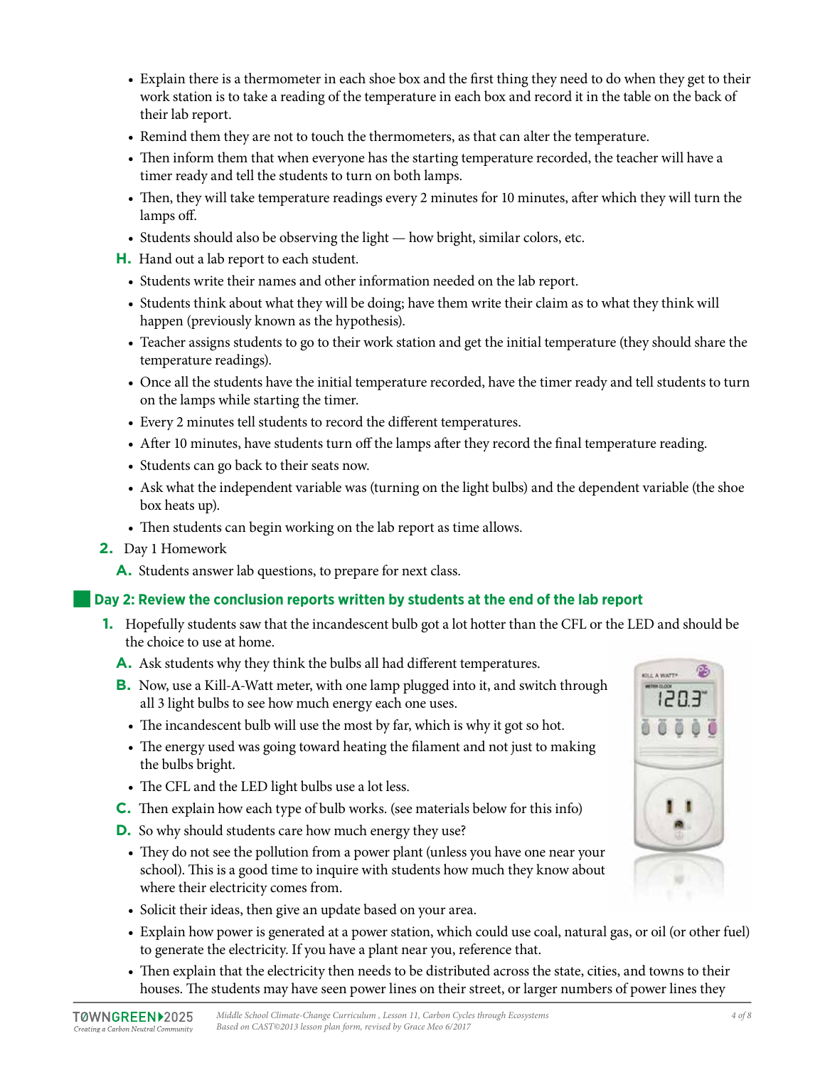- Explain there is a thermometer in each shoe box and the first thing they need to do when they get to their work station is to take a reading of the temperature in each box and record it in the table on the back of their lab report.
- Remind them they are not to touch the thermometers, as that can alter the temperature.
- Then inform them that when everyone has the starting temperature recorded, the teacher will have a timer ready and tell the students to turn on both lamps.
- Then, they will take temperature readings every 2 minutes for 10 minutes, after which they will turn the lamps off.
- Students should also be observing the light — how bright, similar colors, etc.

**H.** Hand out a lab report to each student.

- Students write their names and other information needed on the lab report.
- Students think about what they will be doing; have them write their claim as to what they think will happen (previously known as the hypothesis).
- Teacher assigns students to go to their work station and get the initial temperature (they should share the temperature readings).
- Once all the students have the initial temperature recorded, have the timer ready and tell students to turn on the lamps while starting the timer.
- Every 2 minutes tell students to record the different temperatures.
- After 10 minutes, have students turn off the lamps after they record the final temperature reading.
- Students can go back to their seats now.
- Ask what the independent variable was (turning on the light bulbs) and the dependent variable (the shoe box heats up).
- Then students can begin working on the lab report as time allows.

**2.** Day 1 Homework

**A.** Students answer lab questions, to prepare for next class.

## Day 2: Review the conclusion reports written by students at the end of the lab report

**1.** Hopefully students saw that the incandescent bulb got a lot hotter than the CFL or the LED and should be the choice to use at home.

**A.** Ask students why they think the bulbs all had different temperatures.

**B.** Now, use a Kill-A-Watt meter, with one lamp plugged into it, and switch through all 3 light bulbs to see how much energy each one uses.

- The incandescent bulb will use the most by far, which is why it got so hot.
- The energy used was going toward heating the filament and not just to making the bulbs bright.
- The CFL and the LED light bulbs use a lot less.

**C.** Then explain how each type of bulb works. (see materials below for this info)

**D.** So why should students care how much energy they use?

- They do not see the pollution from a power plant (unless you have one near your school). This is a good time to inquire with students how much they know about where their electricity comes from.
- Solicit their ideas, then give an update based on your area.
- Explain how power is generated at a power station, which could use coal, natural gas, or oil (or other fuel) to generate the electricity. If you have a plant near you, reference that.
- Then explain that the electricity then needs to be distributed across the state, cities, and towns to their houses. The students may have seen power lines on their street, or larger numbers of power lines they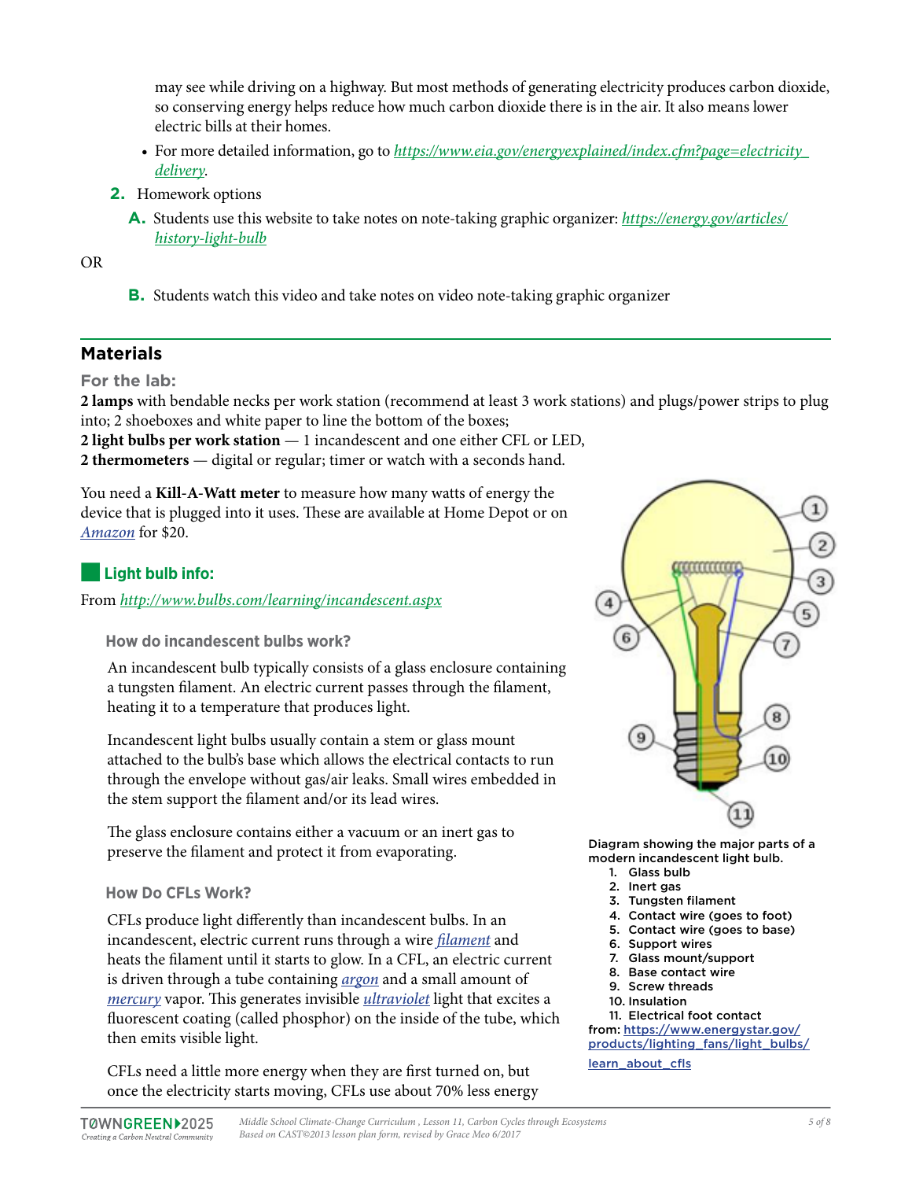may see while driving on a highway. But most methods of generating electricity produces carbon dioxide, so conserving energy helps reduce how much carbon dioxide there is in the air. It also means lower electric bills at their homes.

- For more detailed information, go to *https://www.eia.gov/energyexplained/index.cfm?page=electricity_delivery*.

2. Homework options

   A. Students use this website to take notes on note-taking graphic organizer: *https://energy.gov/articles/history-light-bulb*

OR

   B. Students watch this video and take notes on video note-taking graphic organizer

## Materials

### For the lab:

**2 lamps** with bendable necks per work station (recommend at least 3 work stations) and plugs/power strips to plug into; 2 shoeboxes and white paper to line the bottom of the boxes;
**2 light bulbs per work station** — 1 incandescent and one either CFL or LED,
**2 thermometers** — digital or regular; timer or watch with a seconds hand.

You need a **Kill-A-Watt meter** to measure how many watts of energy the device that is plugged into it uses. These are available at Home Depot or on *Amazon* for $20.

### Light bulb info:

From *http://www.bulbs.com/learning/incandescent.aspx*

#### How do incandescent bulbs work?

An incandescent bulb typically consists of a glass enclosure containing a tungsten filament. An electric current passes through the filament, heating it to a temperature that produces light.

Incandescent light bulbs usually contain a stem or glass mount attached to the bulb's base which allows the electrical contacts to run through the envelope without gas/air leaks. Small wires embedded in the stem support the filament and/or its lead wires.

The glass enclosure contains either a vacuum or an inert gas to preserve the filament and protect it from evaporating.

Diagram showing the major parts of a modern incandescent light bulb.

1. Glass bulb
2. Inert gas
3. Tungsten filament
4. Contact wire (goes to foot)
5. Contact wire (goes to base)
6. Support wires
7. Glass mount/support
8. Base contact wire
9. Screw threads
10. Insulation
11. Electrical foot contact

from: https://www.energystar.gov/products/lighting_fans/light_bulbs/learn_about_cfls

#### How Do CFLs Work?

CFLs produce light differently than incandescent bulbs. In an incandescent, electric current runs through a wire *filament* and heats the filament until it starts to glow. In a CFL, an electric current is driven through a tube containing *argon* and a small amount of *mercury* vapor. This generates invisible *ultraviolet* light that excites a fluorescent coating (called phosphor) on the inside of the tube, which then emits visible light.

CFLs need a little more energy when they are first turned on, but once the electricity starts moving, CFLs use about 70% less energy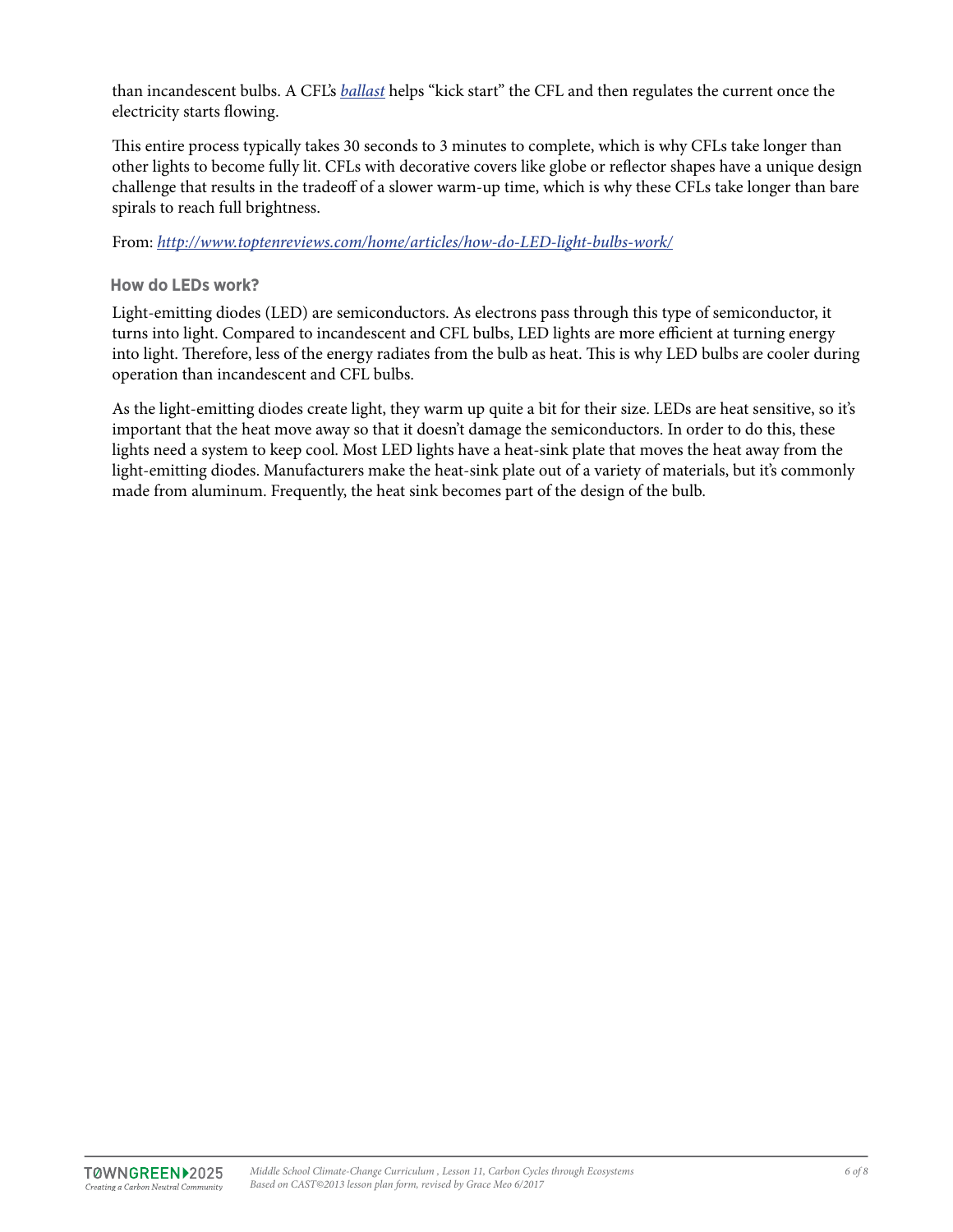than incandescent bulbs. A CFL's [*ballast*](#) helps "kick start" the CFL and then regulates the current once the electricity starts flowing.

This entire process typically takes 30 seconds to 3 minutes to complete, which is why CFLs take longer than other lights to become fully lit. CFLs with decorative covers like globe or reflector shapes have a unique design challenge that results in the tradeoff of a slower warm-up time, which is why these CFLs take longer than bare spirals to reach full brightness.

From: *http://www.toptenreviews.com/home/articles/how-do-LED-light-bulbs-work/*

### How do LEDs work?

Light-emitting diodes (LED) are semiconductors. As electrons pass through this type of semiconductor, it turns into light. Compared to incandescent and CFL bulbs, LED lights are more efficient at turning energy into light. Therefore, less of the energy radiates from the bulb as heat. This is why LED bulbs are cooler during operation than incandescent and CFL bulbs.

As the light-emitting diodes create light, they warm up quite a bit for their size. LEDs are heat sensitive, so it's important that the heat move away so that it doesn't damage the semiconductors. In order to do this, these lights need a system to keep cool. Most LED lights have a heat-sink plate that moves the heat away from the light-emitting diodes. Manufacturers make the heat-sink plate out of a variety of materials, but it's commonly made from aluminum. Frequently, the heat sink becomes part of the design of the bulb.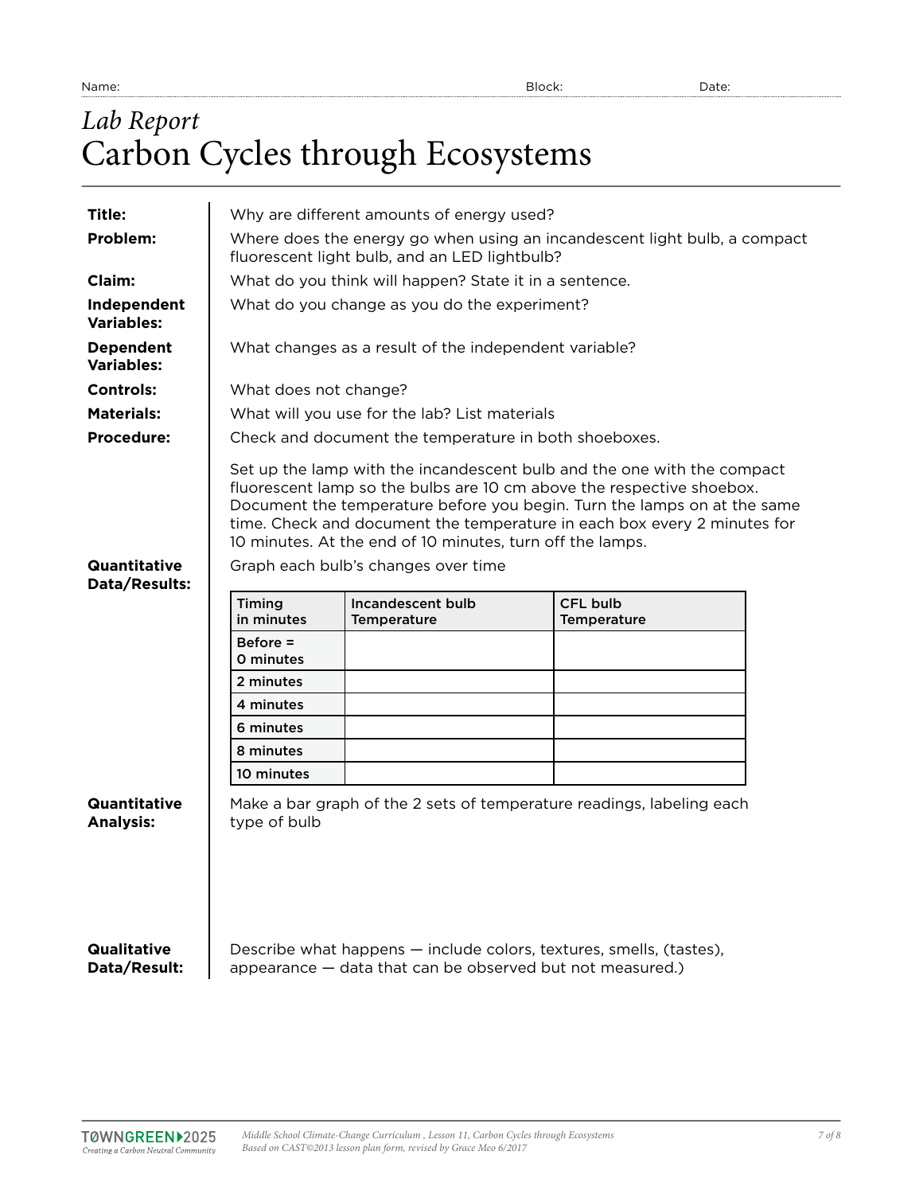Name: Block: Date:

*Lab Report*

# Carbon Cycles through Ecosystems

**Title:** Why are different amounts of energy used?

**Problem:** Where does the energy go when using an incandescent light bulb, a compact fluorescent light bulb, and an LED lightbulb?

**Claim:** What do you think will happen? State it in a sentence.

**Independent Variables:** What do you change as you do the experiment?

**Dependent Variables:** What changes as a result of the independent variable?

**Controls:** What does not change?

**Materials:** What will you use for the lab? List materials

**Procedure:** Check and document the temperature in both shoeboxes.

Set up the lamp with the incandescent bulb and the one with the compact fluorescent lamp so the bulbs are 10 cm above the respective shoebox. Document the temperature before you begin. Turn the lamps on at the same time. Check and document the temperature in each box every 2 minutes for 10 minutes. At the end of 10 minutes, turn off the lamps.

**Quantitative Data/Results:** Graph each bulb's changes over time

| Timing in minutes | Incandescent bulb Temperature | CFL bulb Temperature |
|---|---|---|
| Before = 0 minutes | | |
| 2 minutes | | |
| 4 minutes | | |
| 6 minutes | | |
| 8 minutes | | |
| 10 minutes | | |

**Quantitative Analysis:** Make a bar graph of the 2 sets of temperature readings, labeling each type of bulb

**Qualitative Data/Result:** Describe what happens — include colors, textures, smells, (tastes), appearance — data that can be observed but not measured.)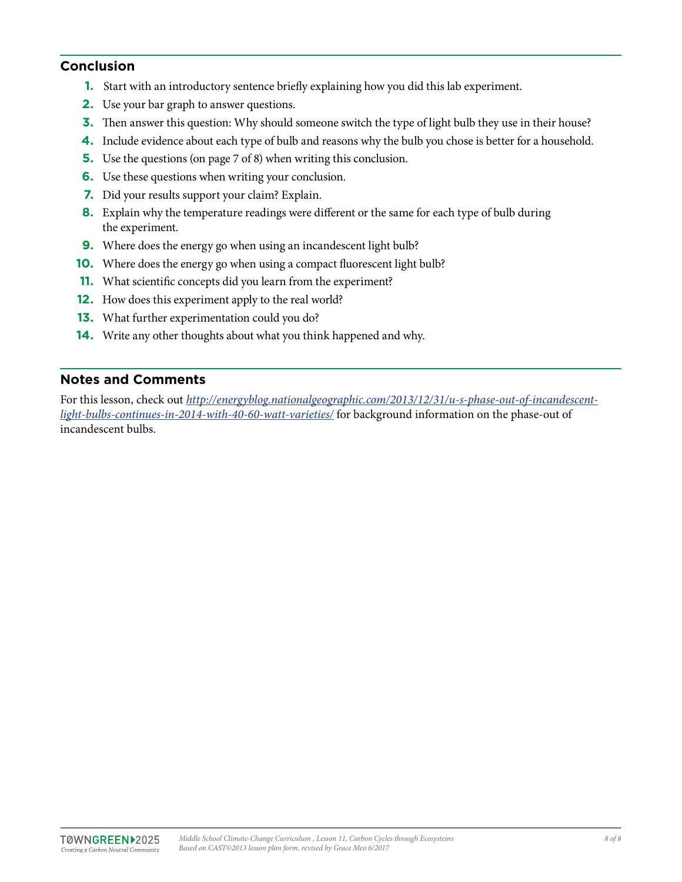## Conclusion

1. Start with an introductory sentence briefly explaining how you did this lab experiment.
2. Use your bar graph to answer questions.
3. Then answer this question: Why should someone switch the type of light bulb they use in their house?
4. Include evidence about each type of bulb and reasons why the bulb you chose is better for a household.
5. Use the questions (on page 7 of 8) when writing this conclusion.
6. Use these questions when writing your conclusion.
7. Did your results support your claim? Explain.
8. Explain why the temperature readings were different or the same for each type of bulb during the experiment.
9. Where does the energy go when using an incandescent light bulb?
10. Where does the energy go when using a compact fluorescent light bulb?
11. What scientific concepts did you learn from the experiment?
12. How does this experiment apply to the real world?
13. What further experimentation could you do?
14. Write any other thoughts about what you think happened and why.

## Notes and Comments

For this lesson, check out *[http://energyblog.nationalgeographic.com/2013/12/31/u-s-phase-out-of-incandescent-light-bulbs-continues-in-2014-with-40-60-watt-varieties/](http://energyblog.nationalgeographic.com/2013/12/31/u-s-phase-out-of-incandescent-light-bulbs-continues-in-2014-with-40-60-watt-varieties/)* for background information on the phase-out of incandescent bulbs.